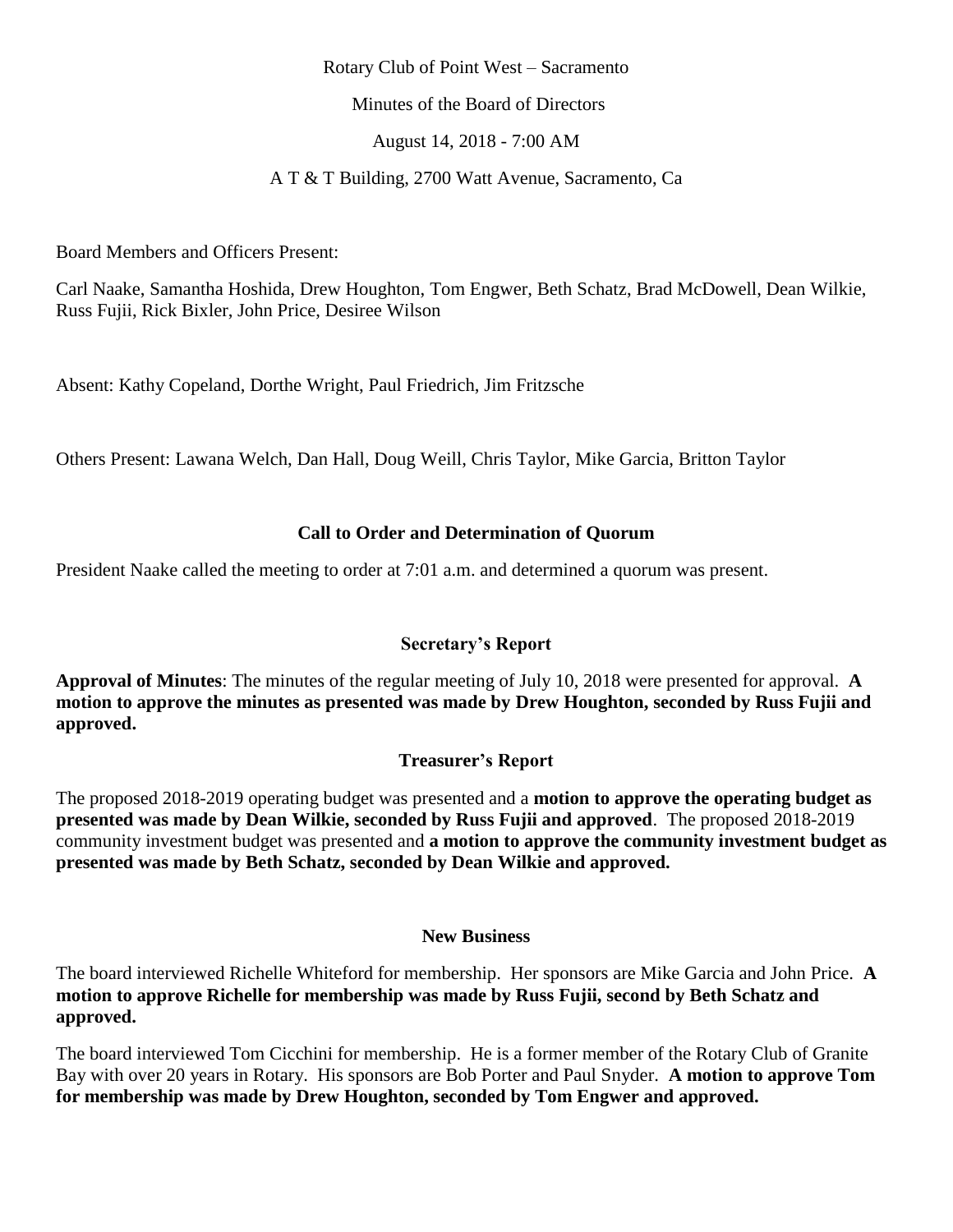Rotary Club of Point West – Sacramento

Minutes of the Board of Directors

August 14, 2018 - 7:00 AM

A T & T Building, 2700 Watt Avenue, Sacramento, Ca

Board Members and Officers Present:

Carl Naake, Samantha Hoshida, Drew Houghton, Tom Engwer, Beth Schatz, Brad McDowell, Dean Wilkie, Russ Fujii, Rick Bixler, John Price, Desiree Wilson

Absent: Kathy Copeland, Dorthe Wright, Paul Friedrich, Jim Fritzsche

Others Present: Lawana Welch, Dan Hall, Doug Weill, Chris Taylor, Mike Garcia, Britton Taylor

## Call to Order and Determination of Quorum

President Naake called the meeting to order at 7:01 a.m. and determined a quorum was present.

## Secretary's Report

**Approval of Minutes**: The minutes of the regular meeting of July 10, 2018 were presented for approval. **A motion to approve the minutes as presented was made by Drew Houghton, seconded by Russ Fujii and approved.**

## Treasurer's Report

The proposed 2018-2019 operating budget was presented and a **motion to approve the operating budget as presented was made by Dean Wilkie, seconded by Russ Fujii and approved**. The proposed 2018-2019 community investment budget was presented and **a motion to approve the community investment budget as presented was made by Beth Schatz, seconded by Dean Wilkie and approved.**

## New Business

The board interviewed Richelle Whiteford for membership. Her sponsors are Mike Garcia and John Price. **A motion to approve Richelle for membership was made by Russ Fujii, second by Beth Schatz and approved.**

The board interviewed Tom Cicchini for membership. He is a former member of the Rotary Club of Granite Bay with over 20 years in Rotary. His sponsors are Bob Porter and Paul Snyder. **A motion to approve Tom for membership was made by Drew Houghton, seconded by Tom Engwer and approved.**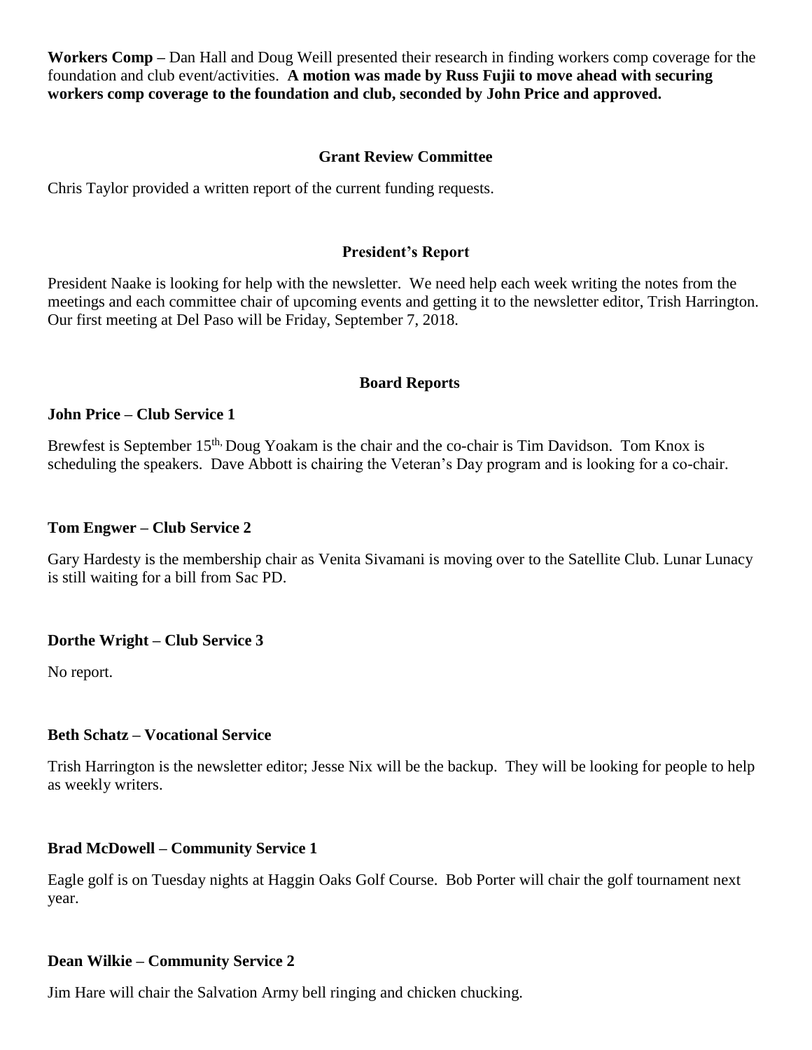**Workers Comp –** Dan Hall and Doug Weill presented their research in finding workers comp coverage for the foundation and club event/activities. **A motion was made by Russ Fujii to move ahead with securing workers comp coverage to the foundation and club, seconded by John Price and approved.**

## Grant Review Committee

Chris Taylor provided a written report of the current funding requests.

## President's Report

President Naake is looking for help with the newsletter. We need help each week writing the notes from the meetings and each committee chair of upcoming events and getting it to the newsletter editor, Trish Harrington. Our first meeting at Del Paso will be Friday, September 7, 2018.

## Board Reports

### John Price – Club Service 1

Brewfest is September 15th, Doug Yoakam is the chair and the co-chair is Tim Davidson. Tom Knox is scheduling the speakers. Dave Abbott is chairing the Veteran's Day program and is looking for a co-chair.

### Tom Engwer – Club Service 2

Gary Hardesty is the membership chair as Venita Sivamani is moving over to the Satellite Club. Lunar Lunacy is still waiting for a bill from Sac PD.

### Dorthe Wright – Club Service 3

No report.

### Beth Schatz – Vocational Service

Trish Harrington is the newsletter editor; Jesse Nix will be the backup. They will be looking for people to help as weekly writers.

### Brad McDowell – Community Service 1

Eagle golf is on Tuesday nights at Haggin Oaks Golf Course. Bob Porter will chair the golf tournament next year.

### Dean Wilkie – Community Service 2

Jim Hare will chair the Salvation Army bell ringing and chicken chucking.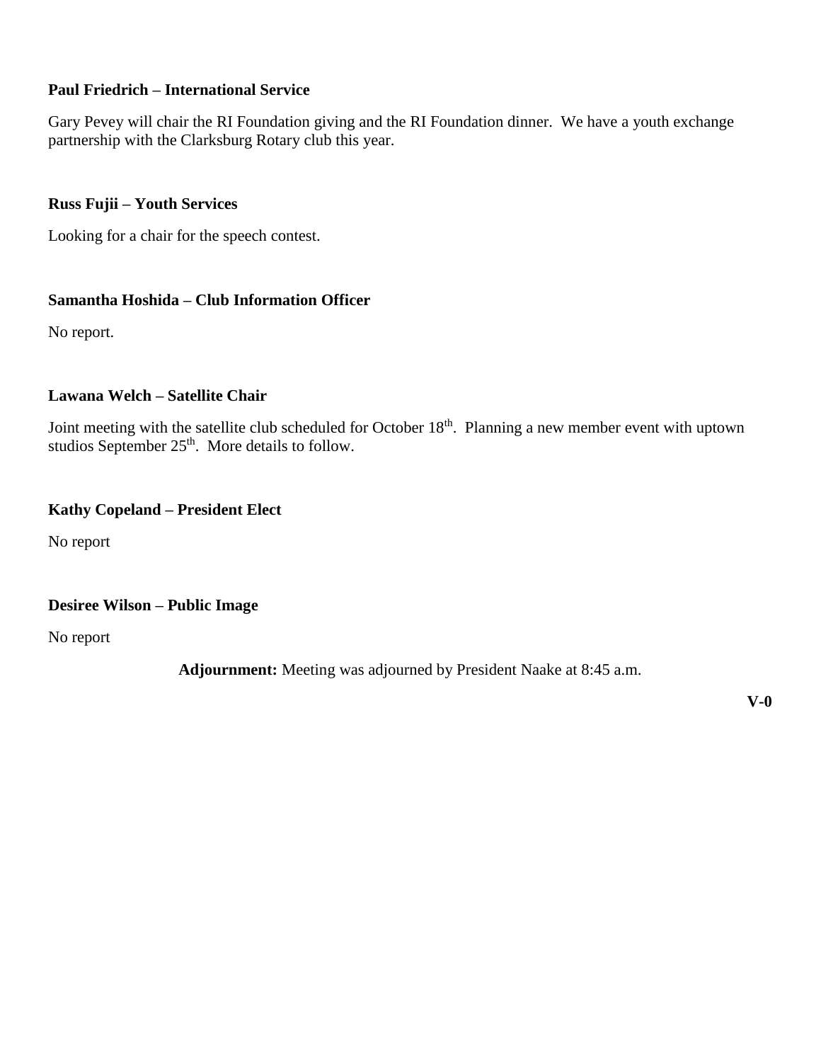**Paul Friedrich – International Service**

Gary Pevey will chair the RI Foundation giving and the RI Foundation dinner. We have a youth exchange partnership with the Clarksburg Rotary club this year.

**Russ Fujii – Youth Services**

Looking for a chair for the speech contest.

**Samantha Hoshida – Club Information Officer**

No report.

**Lawana Welch – Satellite Chair**

Joint meeting with the satellite club scheduled for October 18th. Planning a new member event with uptown studios September 25th. More details to follow.

**Kathy Copeland – President Elect**

No report

**Desiree Wilson – Public Image**

No report

**Adjournment:** Meeting was adjourned by President Naake at 8:45 a.m.

**V-0**